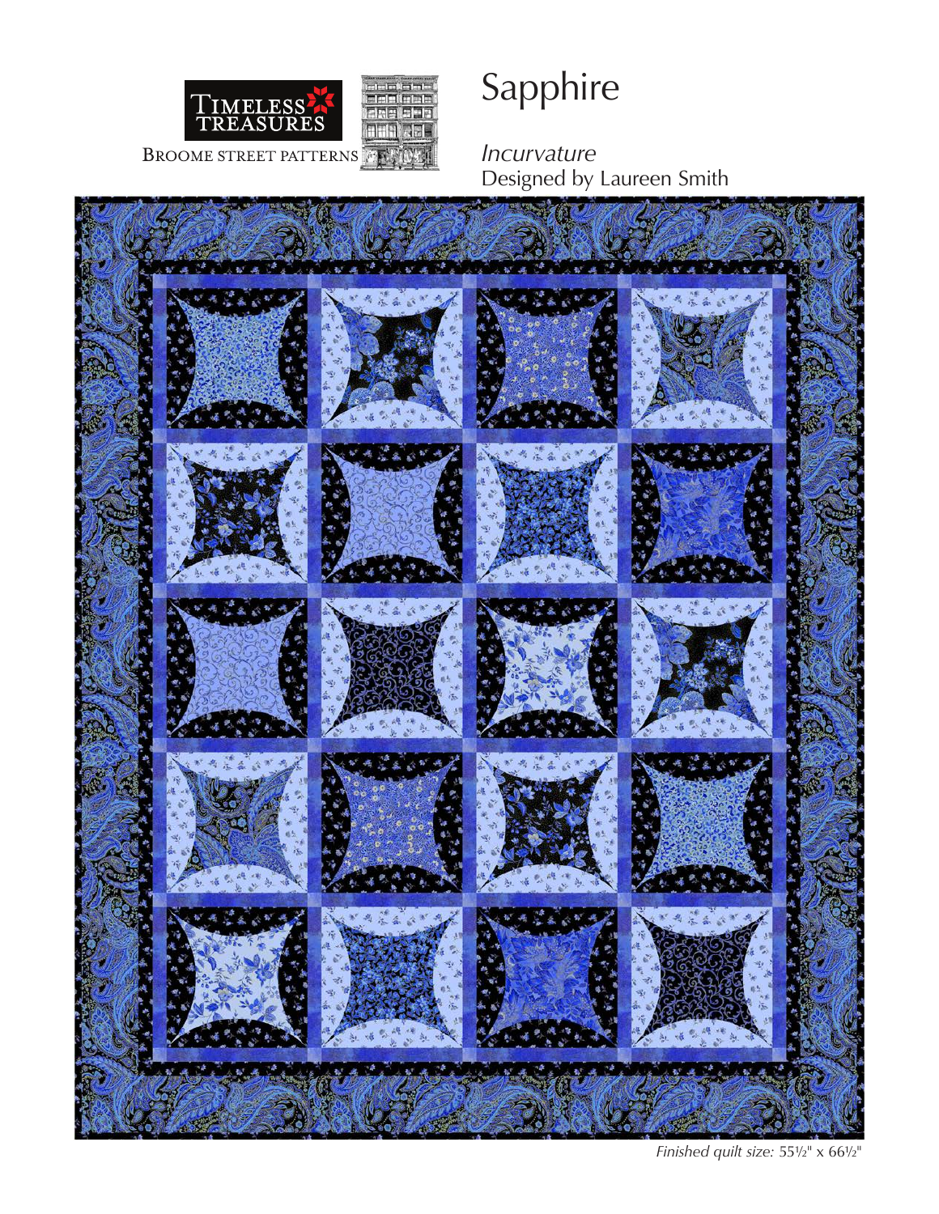TIMELESS TREASURES

BROOME STREET PATTERNS

# Sapphire

*Incurvature*
Designed by Laureen Smith

*Finished quilt size:* 55½" x 66½"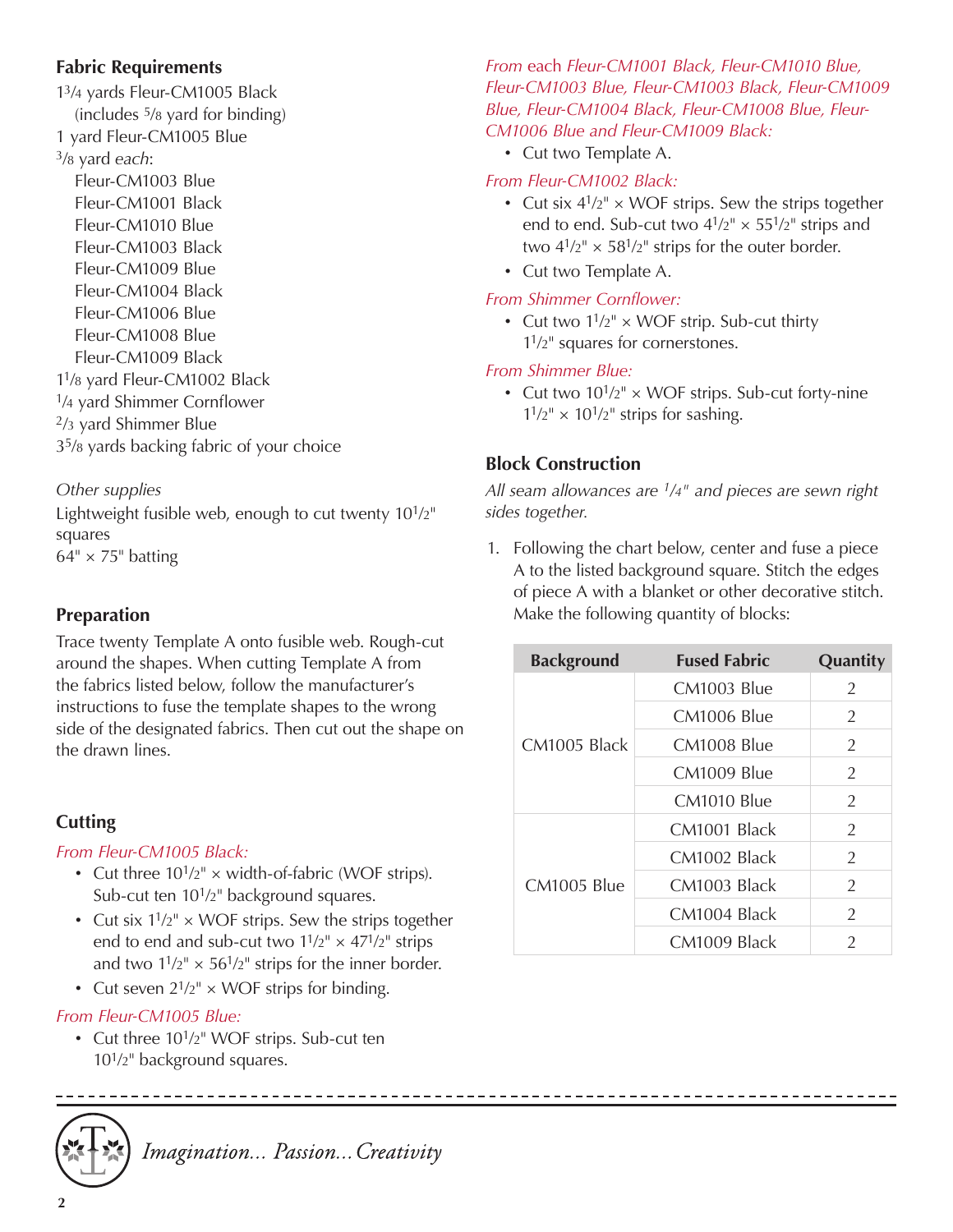## Fabric Requirements

$1^3/4$ yards Fleur-CM1005 Black
(includes $^5/8$ yard for binding)
1 yard Fleur-CM1005 Blue
$^3/8$ yard *each*:
- Fleur-CM1003 Blue
- Fleur-CM1001 Black
- Fleur-CM1010 Blue
- Fleur-CM1003 Black
- Fleur-CM1009 Blue
- Fleur-CM1004 Black
- Fleur-CM1006 Blue
- Fleur-CM1008 Blue
- Fleur-CM1009 Black

$1^1/8$ yard Fleur-CM1002 Black
$^1/4$ yard Shimmer Cornflower
$^2/3$ yard Shimmer Blue
$3^5/8$ yards backing fabric of your choice

*Other supplies*
Lightweight fusible web, enough to cut twenty $10^1/2$" squares
64" × 75" batting

## Preparation

Trace twenty Template A onto fusible web. Rough-cut around the shapes. When cutting Template A from the fabrics listed below, follow the manufacturer's instructions to fuse the template shapes to the wrong side of the designated fabrics. Then cut out the shape on the drawn lines.

## Cutting

*From Fleur-CM1005 Black:*
- Cut three $10^1/2$" × width-of-fabric (WOF strips). Sub-cut ten $10^1/2$" background squares.
- Cut six $1^1/2$" × WOF strips. Sew the strips together end to end and sub-cut two $1^1/2$" × $47^1/2$" strips and two $1^1/2$" × $56^1/2$" strips for the inner border.
- Cut seven $2^1/2$" × WOF strips for binding.

*From Fleur-CM1005 Blue:*
- Cut three $10^1/2$" WOF strips. Sub-cut ten $10^1/2$" background squares.

*From each Fleur-CM1001 Black, Fleur-CM1010 Blue, Fleur-CM1003 Blue, Fleur-CM1003 Black, Fleur-CM1009 Blue, Fleur-CM1004 Black, Fleur-CM1008 Blue, Fleur-CM1006 Blue and Fleur-CM1009 Black:*
- Cut two Template A.

*From Fleur-CM1002 Black:*
- Cut six $4^1/2$" × WOF strips. Sew the strips together end to end. Sub-cut two $4^1/2$" × $55^1/2$" strips and two $4^1/2$" × $58^1/2$" strips for the outer border.
- Cut two Template A.

*From Shimmer Cornflower:*
- Cut two $1^1/2$" × WOF strip. Sub-cut thirty $1^1/2$" squares for cornerstones.

*From Shimmer Blue:*
- Cut two $10^1/2$" × WOF strips. Sub-cut forty-nine $1^1/2$" × $10^1/2$" strips for sashing.

## Block Construction

*All seam allowances are $^1/4$" and pieces are sewn right sides together.*

1. Following the chart below, center and fuse a piece A to the listed background square. Stitch the edges of piece A with a blanket or other decorative stitch. Make the following quantity of blocks:

| Background | Fused Fabric | Quantity |
|---|---|---|
| CM1005 Black | CM1003 Blue | 2 |
| | CM1006 Blue | 2 |
| | CM1008 Blue | 2 |
| | CM1009 Blue | 2 |
| | CM1010 Blue | 2 |
| CM1005 Blue | CM1001 Black | 2 |
| | CM1002 Black | 2 |
| | CM1003 Black | 2 |
| | CM1004 Black | 2 |
| | CM1009 Black | 2 |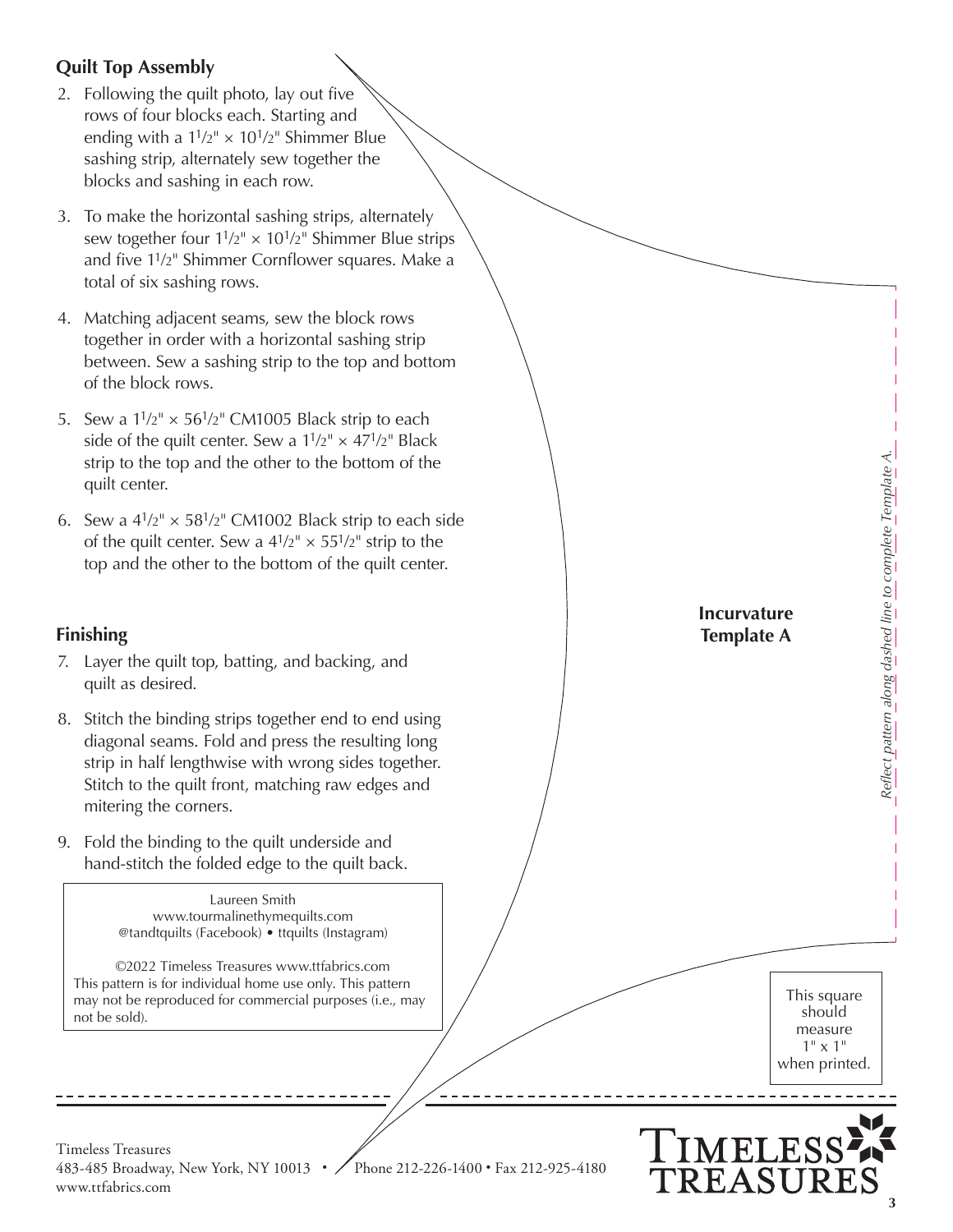## Quilt Top Assembly

2. Following the quilt photo, lay out five rows of four blocks each. Starting and ending with a $1^{1}/_{2}$" × $10^{1}/_{2}$" Shimmer Blue sashing strip, alternately sew together the blocks and sashing in each row.

3. To make the horizontal sashing strips, alternately sew together four $1^{1}/_{2}$" × $10^{1}/_{2}$" Shimmer Blue strips and five $1^{1}/_{2}$" Shimmer Cornflower squares. Make a total of six sashing rows.

4. Matching adjacent seams, sew the block rows together in order with a horizontal sashing strip between. Sew a sashing strip to the top and bottom of the block rows.

5. Sew a $1^{1}/_{2}$" × $56^{1}/_{2}$" CM1005 Black strip to each side of the quilt center. Sew a $1^{1}/_{2}$" × $47^{1}/_{2}$" Black strip to the top and the other to the bottom of the quilt center.

6. Sew a $4^{1}/_{2}$" × $58^{1}/_{2}$" CM1002 Black strip to each side of the quilt center. Sew a $4^{1}/_{2}$" × $55^{1}/_{2}$" strip to the top and the other to the bottom of the quilt center.

## Finishing

7. Layer the quilt top, batting, and backing, and quilt as desired.

8. Stitch the binding strips together end to end using diagonal seams. Fold and press the resulting long strip in half lengthwise with wrong sides together. Stitch to the quilt front, matching raw edges and mitering the corners.

9. Fold the binding to the quilt underside and hand-stitch the folded edge to the quilt back.

Laureen Smith
www.tourmalinethymequilts.com
@tandtquilts (Facebook) • ttquilts (Instagram)

©2022 Timeless Treasures www.ttfabrics.com
This pattern is for individual home use only. This pattern may not be reproduced for commercial purposes (i.e., may not be sold).

**Incurvature Template A**

*Reflect pattern along dashed line to complete Template A.*

This square should measure 1" x 1" when printed.

Timeless Treasures
483-485 Broadway, New York, NY 10013 • Phone 212-226-1400 • Fax 212-925-4180
www.ttfabrics.com

TIMELESS TREASURES